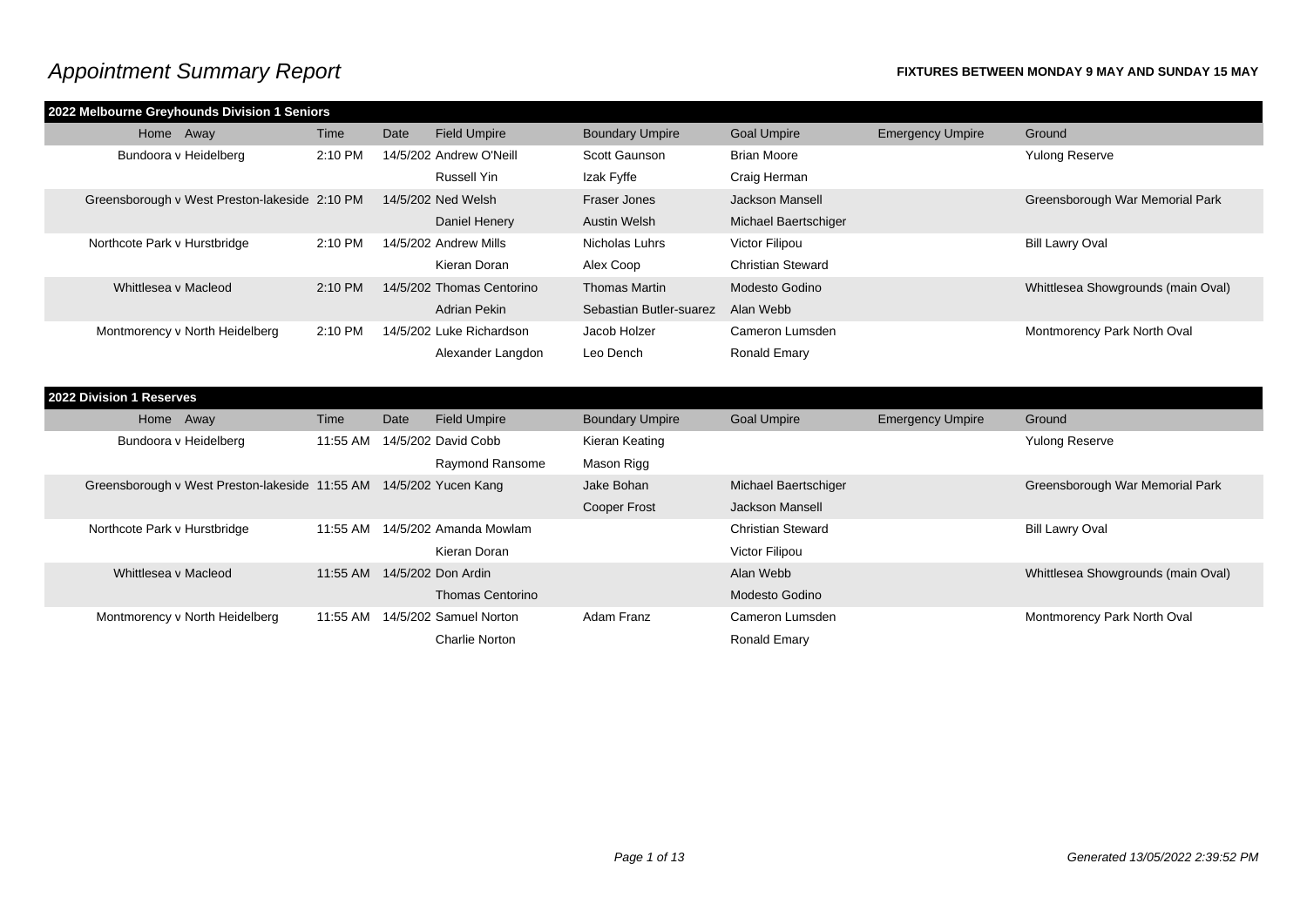# *Appointment Summary Report*

**FIXTURES BETWEEN MONDAY 9 MAY AND SUNDAY 15 MAY**

**2022 Melbourne Greyhounds Division 1 Seniors**

| Home Away | Time | Date | Field Umpire | Boundary Umpire | Goal Umpire | Emergency Umpire | Ground |
|---|---|---|---|---|---|---|---|
| Bundoora v Heidelberg | 2:10 PM | 14/5/202 | Andrew O'Neill | Scott Gaunson | Brian Moore | | Yulong Reserve |
| | | | Russell Yin | Izak Fyffe | Craig Herman | | |
| Greensborough v West Preston-lakeside | 2:10 PM | 14/5/202 | Ned Welsh | Fraser Jones | Jackson Mansell | | Greensborough War Memorial Park |
| | | | Daniel Henery | Austin Welsh | Michael Baertschiger | | |
| Northcote Park v Hurstbridge | 2:10 PM | 14/5/202 | Andrew Mills | Nicholas Luhrs | Victor Filipou | | Bill Lawry Oval |
| | | | Kieran Doran | Alex Coop | Christian Steward | | |
| Whittlesea v Macleod | 2:10 PM | 14/5/202 | Thomas Centorino | Thomas Martin | Modesto Godino | | Whittlesea Showgrounds (main Oval) |
| | | | Adrian Pekin | Sebastian Butler-suarez | Alan Webb | | |
| Montmorency v North Heidelberg | 2:10 PM | 14/5/202 | Luke Richardson | Jacob Holzer | Cameron Lumsden | | Montmorency Park North Oval |
| | | | Alexander Langdon | Leo Dench | Ronald Emary | | |

**2022 Division 1 Reserves**

| Home Away | Time | Date | Field Umpire | Boundary Umpire | Goal Umpire | Emergency Umpire | Ground |
|---|---|---|---|---|---|---|---|
| Bundoora v Heidelberg | 11:55 AM | 14/5/202 | David Cobb | Kieran Keating | | | Yulong Reserve |
| | | | Raymond Ransome | Mason Rigg | | | |
| Greensborough v West Preston-lakeside | 11:55 AM | 14/5/202 | Yucen Kang | Jake Bohan | Michael Baertschiger | | Greensborough War Memorial Park |
| | | | | Cooper Frost | Jackson Mansell | | |
| Northcote Park v Hurstbridge | 11:55 AM | 14/5/202 | Amanda Mowlam | | Christian Steward | | Bill Lawry Oval |
| | | | Kieran Doran | | Victor Filipou | | |
| Whittlesea v Macleod | 11:55 AM | 14/5/202 | Don Ardin | | Alan Webb | | Whittlesea Showgrounds (main Oval) |
| | | | Thomas Centorino | | Modesto Godino | | |
| Montmorency v North Heidelberg | 11:55 AM | 14/5/202 | Samuel Norton | Adam Franz | Cameron Lumsden | | Montmorency Park North Oval |
| | | | Charlie Norton | | Ronald Emary | | |

*Generated 13/05/2022 2:39:52 PM*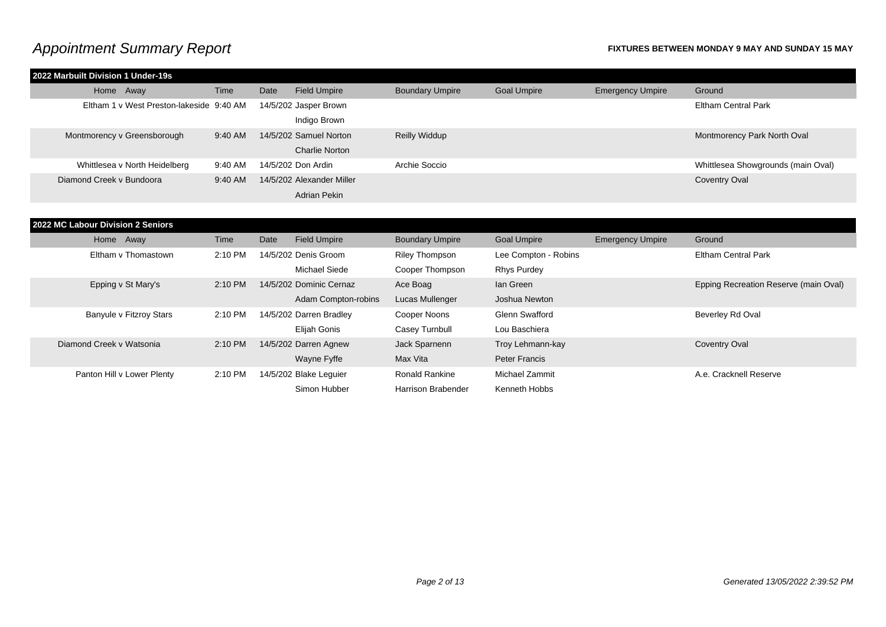# Appointment Summary Report

**FIXTURES BETWEEN MONDAY 9 MAY AND SUNDAY 15 MAY**

**2022 Marbuilt Division 1 Under-19s**

| Home Away | Time | Date | Field Umpire | Boundary Umpire | Goal Umpire | Emergency Umpire | Ground |
|---|---|---|---|---|---|---|---|
| Eltham 1 v West Preston-lakeside | 9:40 AM | 14/5/202 | Jasper Brown | | | | Eltham Central Park |
| | | | Indigo Brown | | | | |
| Montmorency v Greensborough | 9:40 AM | 14/5/202 | Samuel Norton | Reilly Widdup | | | Montmorency Park North Oval |
| | | | Charlie Norton | | | | |
| Whittlesea v North Heidelberg | 9:40 AM | 14/5/202 | Don Ardin | Archie Soccio | | | Whittlesea Showgrounds (main Oval) |
| Diamond Creek v Bundoora | 9:40 AM | 14/5/202 | Alexander Miller | | | | Coventry Oval |
| | | | Adrian Pekin | | | | |

**2022 MC Labour Division 2 Seniors**

| Home Away | Time | Date | Field Umpire | Boundary Umpire | Goal Umpire | Emergency Umpire | Ground |
|---|---|---|---|---|---|---|---|
| Eltham v Thomastown | 2:10 PM | 14/5/202 | Denis Groom | Riley Thompson | Lee Compton - Robins | | Eltham Central Park |
| | | | Michael Siede | Cooper Thompson | Rhys Purdey | | |
| Epping v St Mary's | 2:10 PM | 14/5/202 | Dominic Cernaz | Ace Boag | Ian Green | | Epping Recreation Reserve (main Oval) |
| | | | Adam Compton-robins | Lucas Mullenger | Joshua Newton | | |
| Banyule v Fitzroy Stars | 2:10 PM | 14/5/202 | Darren Bradley | Cooper Noons | Glenn Swafford | | Beverley Rd Oval |
| | | | Elijah Gonis | Casey Turnbull | Lou Baschiera | | |
| Diamond Creek v Watsonia | 2:10 PM | 14/5/202 | Darren Agnew | Jack Sparnenn | Troy Lehmann-kay | | Coventry Oval |
| | | | Wayne Fyffe | Max Vita | Peter Francis | | |
| Panton Hill v Lower Plenty | 2:10 PM | 14/5/202 | Blake Leguier | Ronald Rankine | Michael Zammit | | A.e. Cracknell Reserve |
| | | | Simon Hubber | Harrison Brabender | Kenneth Hobbs | | |

*Generated 13/05/2022 2:39:52 PM*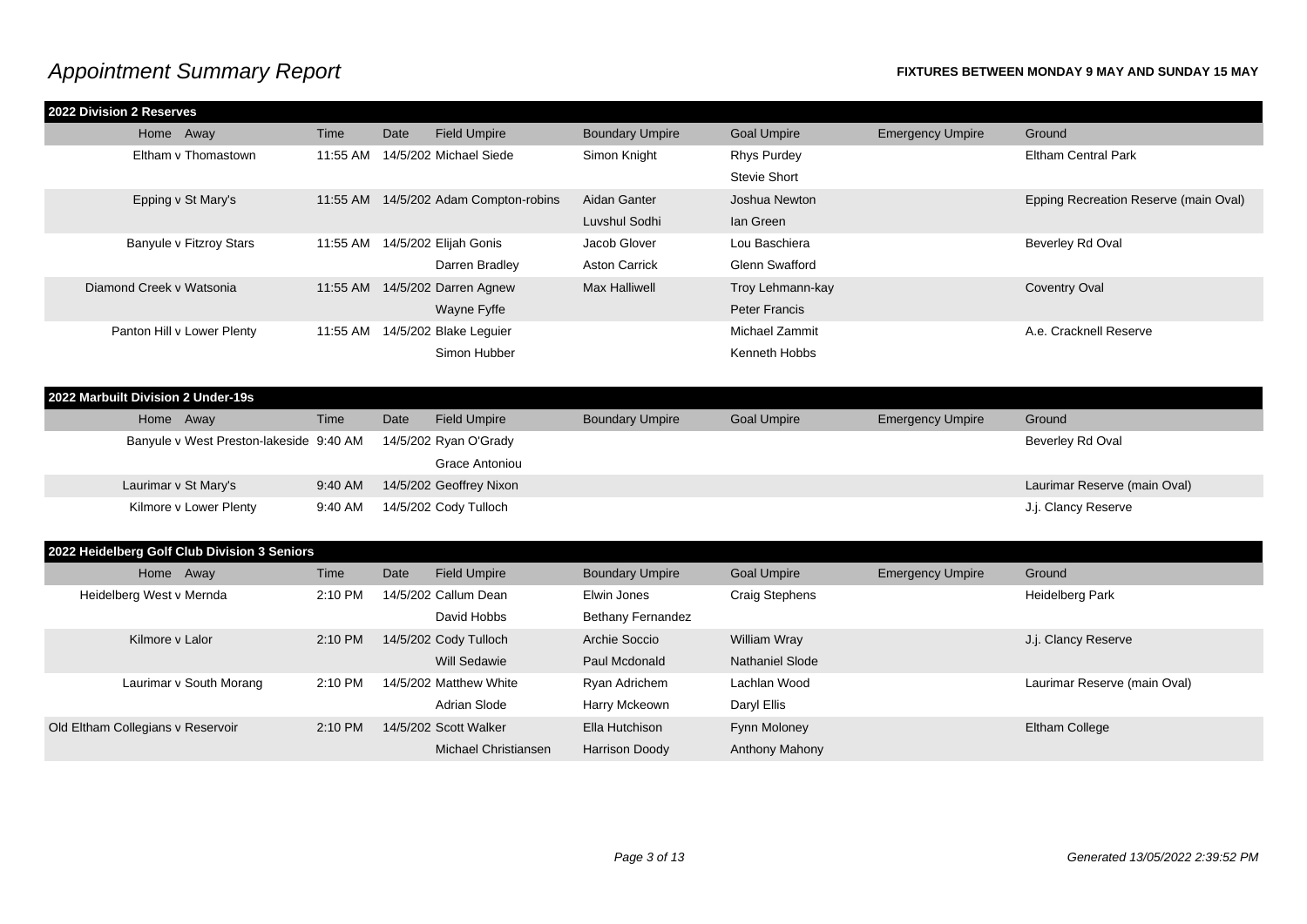# *Appointment Summary Report*

**FIXTURES BETWEEN MONDAY 9 MAY AND SUNDAY 15 MAY**

## 2022 Division 2 Reserves

| Home Away | Time | Date | Field Umpire | Boundary Umpire | Goal Umpire | Emergency Umpire | Ground |
|---|---|---|---|---|---|---|---|
| Eltham v Thomastown | 11:55 AM | 14/5/202 | Michael Siede | Simon Knight | Rhys Purdey | | Eltham Central Park |
| | | | | | Stevie Short | | |
| Epping v St Mary's | 11:55 AM | 14/5/202 | Adam Compton-robins | Aidan Ganter | Joshua Newton | | Epping Recreation Reserve (main Oval) |
| | | | | Luvshul Sodhi | Ian Green | | |
| Banyule v Fitzroy Stars | 11:55 AM | 14/5/202 | Elijah Gonis | Jacob Glover | Lou Baschiera | | Beverley Rd Oval |
| | | | Darren Bradley | Aston Carrick | Glenn Swafford | | |
| Diamond Creek v Watsonia | 11:55 AM | 14/5/202 | Darren Agnew | Max Halliwell | Troy Lehmann-kay | | Coventry Oval |
| | | | Wayne Fyffe | | Peter Francis | | |
| Panton Hill v Lower Plenty | 11:55 AM | 14/5/202 | Blake Leguier | | Michael Zammit | | A.e. Cracknell Reserve |
| | | | Simon Hubber | | Kenneth Hobbs | | |

## 2022 Marbuilt Division 2 Under-19s

| Home Away | Time | Date | Field Umpire | Boundary Umpire | Goal Umpire | Emergency Umpire | Ground |
|---|---|---|---|---|---|---|---|
| Banyule v West Preston-lakeside | 9:40 AM | 14/5/202 | Ryan O'Grady | | | | Beverley Rd Oval |
| | | | Grace Antoniou | | | | |
| Laurimar v St Mary's | 9:40 AM | 14/5/202 | Geoffrey Nixon | | | | Laurimar Reserve (main Oval) |
| Kilmore v Lower Plenty | 9:40 AM | 14/5/202 | Cody Tulloch | | | | J.j. Clancy Reserve |

## 2022 Heidelberg Golf Club Division 3 Seniors

| Home Away | Time | Date | Field Umpire | Boundary Umpire | Goal Umpire | Emergency Umpire | Ground |
|---|---|---|---|---|---|---|---|
| Heidelberg West v Mernda | 2:10 PM | 14/5/202 | Callum Dean | Elwin Jones | Craig Stephens | | Heidelberg Park |
| | | | David Hobbs | Bethany Fernandez | | | |
| Kilmore v Lalor | 2:10 PM | 14/5/202 | Cody Tulloch | Archie Soccio | William Wray | | J.j. Clancy Reserve |
| | | | Will Sedawie | Paul Mcdonald | Nathaniel Slode | | |
| Laurimar v South Morang | 2:10 PM | 14/5/202 | Matthew White | Ryan Adrichem | Lachlan Wood | | Laurimar Reserve (main Oval) |
| | | | Adrian Slode | Harry Mckeown | Daryl Ellis | | |
| Old Eltham Collegians v Reservoir | 2:10 PM | 14/5/202 | Scott Walker | Ella Hutchison | Fynn Moloney | | Eltham College |
| | | | Michael Christiansen | Harrison Doody | Anthony Mahony | | |

*Generated 13/05/2022 2:39:52 PM*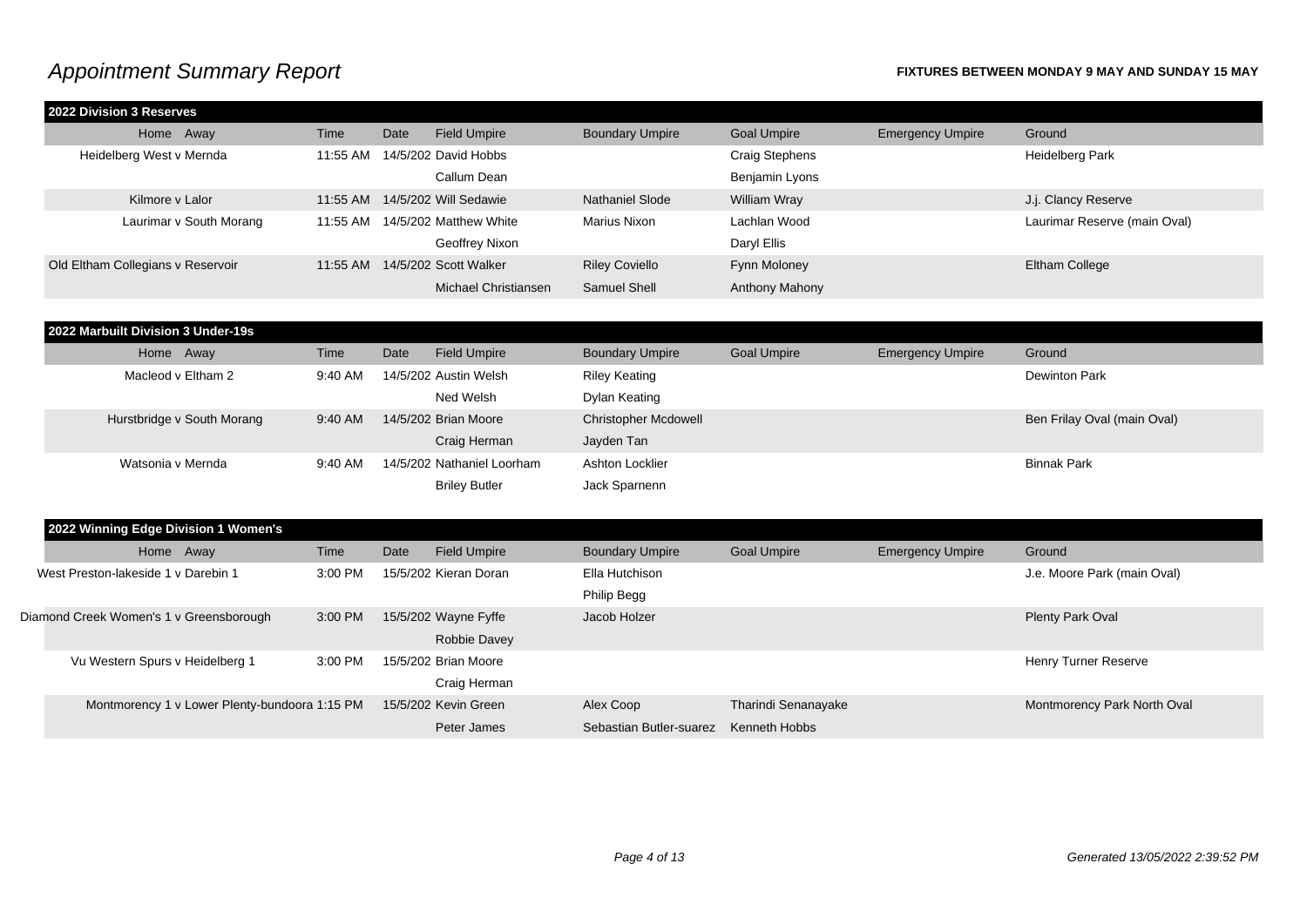# Appointment Summary Report

**FIXTURES BETWEEN MONDAY 9 MAY AND SUNDAY 15 MAY**

**2022 Division 3 Reserves**

| Home Away | Time | Date | Field Umpire | Boundary Umpire | Goal Umpire | Emergency Umpire | Ground |
|---|---|---|---|---|---|---|---|
| Heidelberg West v Mernda | 11:55 AM | 14/5/202 | David Hobbs | | Craig Stephens | | Heidelberg Park |
| | | | Callum Dean | | Benjamin Lyons | | |
| Kilmore v Lalor | 11:55 AM | 14/5/202 | Will Sedawie | Nathaniel Slode | William Wray | | J.j. Clancy Reserve |
| Laurimar v South Morang | 11:55 AM | 14/5/202 | Matthew White | Marius Nixon | Lachlan Wood | | Laurimar Reserve (main Oval) |
| | | | Geoffrey Nixon | | Daryl Ellis | | |
| Old Eltham Collegians v Reservoir | 11:55 AM | 14/5/202 | Scott Walker | Riley Coviello | Fynn Moloney | | Eltham College |
| | | | Michael Christiansen | Samuel Shell | Anthony Mahony | | |

**2022 Marbuilt Division 3 Under-19s**

| Home Away | Time | Date | Field Umpire | Boundary Umpire | Goal Umpire | Emergency Umpire | Ground |
|---|---|---|---|---|---|---|---|
| Macleod v Eltham 2 | 9:40 AM | 14/5/202 | Austin Welsh | Riley Keating | | | Dewinton Park |
| | | | Ned Welsh | Dylan Keating | | | |
| Hurstbridge v South Morang | 9:40 AM | 14/5/202 | Brian Moore | Christopher Mcdowell | | | Ben Frilay Oval (main Oval) |
| | | | Craig Herman | Jayden Tan | | | |
| Watsonia v Mernda | 9:40 AM | 14/5/202 | Nathaniel Loorham | Ashton Locklier | | | Binnak Park |
| | | | Briley Butler | Jack Sparnenn | | | |

**2022 Winning Edge Division 1 Women's**

| Home Away | Time | Date | Field Umpire | Boundary Umpire | Goal Umpire | Emergency Umpire | Ground |
|---|---|---|---|---|---|---|---|
| West Preston-lakeside 1 v Darebin 1 | 3:00 PM | 15/5/202 | Kieran Doran | Ella Hutchison | | | J.e. Moore Park (main Oval) |
| | | | | Philip Begg | | | |
| Diamond Creek Women's 1 v Greensborough | 3:00 PM | 15/5/202 | Wayne Fyffe | Jacob Holzer | | | Plenty Park Oval |
| | | | Robbie Davey | | | | |
| Vu Western Spurs v Heidelberg 1 | 3:00 PM | 15/5/202 | Brian Moore | | | | Henry Turner Reserve |
| | | | Craig Herman | | | | |
| Montmorency 1 v Lower Plenty-bundoora 1 | 1:15 PM | 15/5/202 | Kevin Green | Alex Coop | Tharindi Senanayake | | Montmorency Park North Oval |
| | | | Peter James | Sebastian Butler-suarez | Kenneth Hobbs | | |

*Generated 13/05/2022 2:39:52 PM*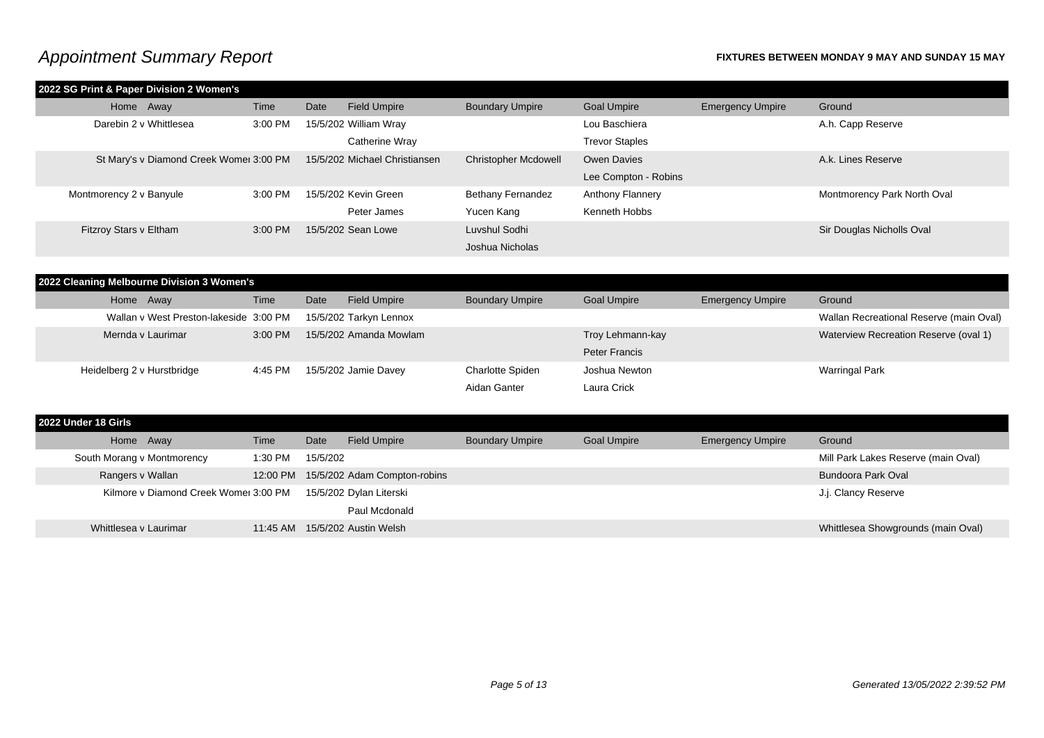# Appointment Summary Report

**FIXTURES BETWEEN MONDAY 9 MAY AND SUNDAY 15 MAY**

## 2022 SG Print & Paper Division 2 Women's

| Home | Away | Time | Date | Field Umpire | Boundary Umpire | Goal Umpire | Emergency Umpire | Ground |
|---|---|---|---|---|---|---|---|---|
| Darebin 2 v | Whittlesea | 3:00 PM | 15/5/202 | William Wray | | Lou Baschiera | | A.h. Capp Reserve |
| | | | | Catherine Wray | | Trevor Staples | | |
| St Mary's v | Diamond Creek Womei | 3:00 PM | 15/5/202 | Michael Christiansen | Christopher Mcdowell | Owen Davies | | A.k. Lines Reserve |
| | | | | | | Lee Compton - Robins | | |
| Montmorency 2 v | Banyule | 3:00 PM | 15/5/202 | Kevin Green | Bethany Fernandez | Anthony Flannery | | Montmorency Park North Oval |
| | | | | Peter James | Yucen Kang | Kenneth Hobbs | | |
| Fitzroy Stars v | Eltham | 3:00 PM | 15/5/202 | Sean Lowe | Luvshul Sodhi | | | Sir Douglas Nicholls Oval |
| | | | | | Joshua Nicholas | | | |

## 2022 Cleaning Melbourne Division 3 Women's

| Home | Away | Time | Date | Field Umpire | Boundary Umpire | Goal Umpire | Emergency Umpire | Ground |
|---|---|---|---|---|---|---|---|---|
| Wallan v | West Preston-lakeside | 3:00 PM | 15/5/202 | Tarkyn Lennox | | | | Wallan Recreational Reserve (main Oval) |
| Mernda v | Laurimar | 3:00 PM | 15/5/202 | Amanda Mowlam | | Troy Lehmann-kay | | Waterview Recreation Reserve (oval 1) |
| | | | | | | Peter Francis | | |
| Heidelberg 2 v | Hurstbridge | 4:45 PM | 15/5/202 | Jamie Davey | Charlotte Spiden | Joshua Newton | | Warringal Park |
| | | | | | Aidan Ganter | Laura Crick | | |

## 2022 Under 18 Girls

| Home | Away | Time | Date | Field Umpire | Boundary Umpire | Goal Umpire | Emergency Umpire | Ground |
|---|---|---|---|---|---|---|---|---|
| South Morang v | Montmorency | 1:30 PM | 15/5/202 | | | | | Mill Park Lakes Reserve (main Oval) |
| Rangers v | Wallan | 12:00 PM | 15/5/202 | Adam Compton-robins | | | | Bundoora Park Oval |
| Kilmore v | Diamond Creek Womei | 3:00 PM | 15/5/202 | Dylan Literski | | | | J.j. Clancy Reserve |
| | | | | Paul Mcdonald | | | | |
| Whittlesea v | Laurimar | 11:45 AM | 15/5/202 | Austin Welsh | | | | Whittlesea Showgrounds (main Oval) |

*Generated 13/05/2022 2:39:52 PM*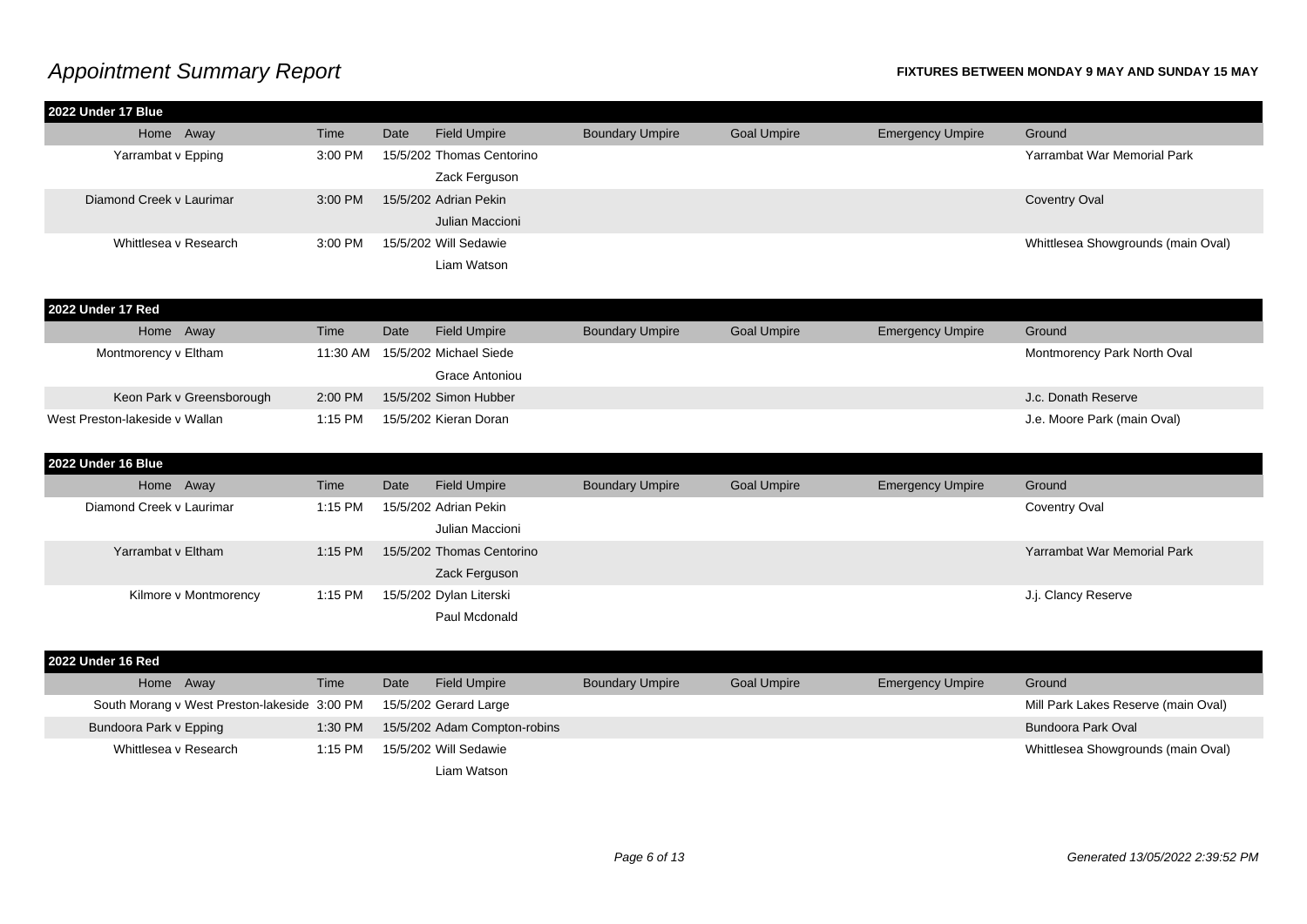# Appointment Summary Report

**FIXTURES BETWEEN MONDAY 9 MAY AND SUNDAY 15 MAY**

**2022 Under 17 Blue**

| Home Away | Time | Date | Field Umpire | Boundary Umpire | Goal Umpire | Emergency Umpire | Ground |
|---|---|---|---|---|---|---|---|
| Yarrambat v Epping | 3:00 PM | 15/5/202 | Thomas Centorino<br>Zack Ferguson | | | | Yarrambat War Memorial Park |
| Diamond Creek v Laurimar | 3:00 PM | 15/5/202 | Adrian Pekin<br>Julian Maccioni | | | | Coventry Oval |
| Whittlesea v Research | 3:00 PM | 15/5/202 | Will Sedawie<br>Liam Watson | | | | Whittlesea Showgrounds (main Oval) |

**2022 Under 17 Red**

| Home Away | Time | Date | Field Umpire | Boundary Umpire | Goal Umpire | Emergency Umpire | Ground |
|---|---|---|---|---|---|---|---|
| Montmorency v Eltham | 11:30 AM | 15/5/202 | Michael Siede<br>Grace Antoniou | | | | Montmorency Park North Oval |
| Keon Park v Greensborough | 2:00 PM | 15/5/202 | Simon Hubber | | | | J.c. Donath Reserve |
| West Preston-lakeside v Wallan | 1:15 PM | 15/5/202 | Kieran Doran | | | | J.e. Moore Park (main Oval) |

**2022 Under 16 Blue**

| Home Away | Time | Date | Field Umpire | Boundary Umpire | Goal Umpire | Emergency Umpire | Ground |
|---|---|---|---|---|---|---|---|
| Diamond Creek v Laurimar | 1:15 PM | 15/5/202 | Adrian Pekin<br>Julian Maccioni | | | | Coventry Oval |
| Yarrambat v Eltham | 1:15 PM | 15/5/202 | Thomas Centorino<br>Zack Ferguson | | | | Yarrambat War Memorial Park |
| Kilmore v Montmorency | 1:15 PM | 15/5/202 | Dylan Literski<br>Paul Mcdonald | | | | J.j. Clancy Reserve |

**2022 Under 16 Red**

| Home Away | Time | Date | Field Umpire | Boundary Umpire | Goal Umpire | Emergency Umpire | Ground |
|---|---|---|---|---|---|---|---|
| South Morang v West Preston-lakeside | 3:00 PM | 15/5/202 | Gerard Large | | | | Mill Park Lakes Reserve (main Oval) |
| Bundoora Park v Epping | 1:30 PM | 15/5/202 | Adam Compton-robins | | | | Bundoora Park Oval |
| Whittlesea v Research | 1:15 PM | 15/5/202 | Will Sedawie<br>Liam Watson | | | | Whittlesea Showgrounds (main Oval) |

*Generated 13/05/2022 2:39:52 PM*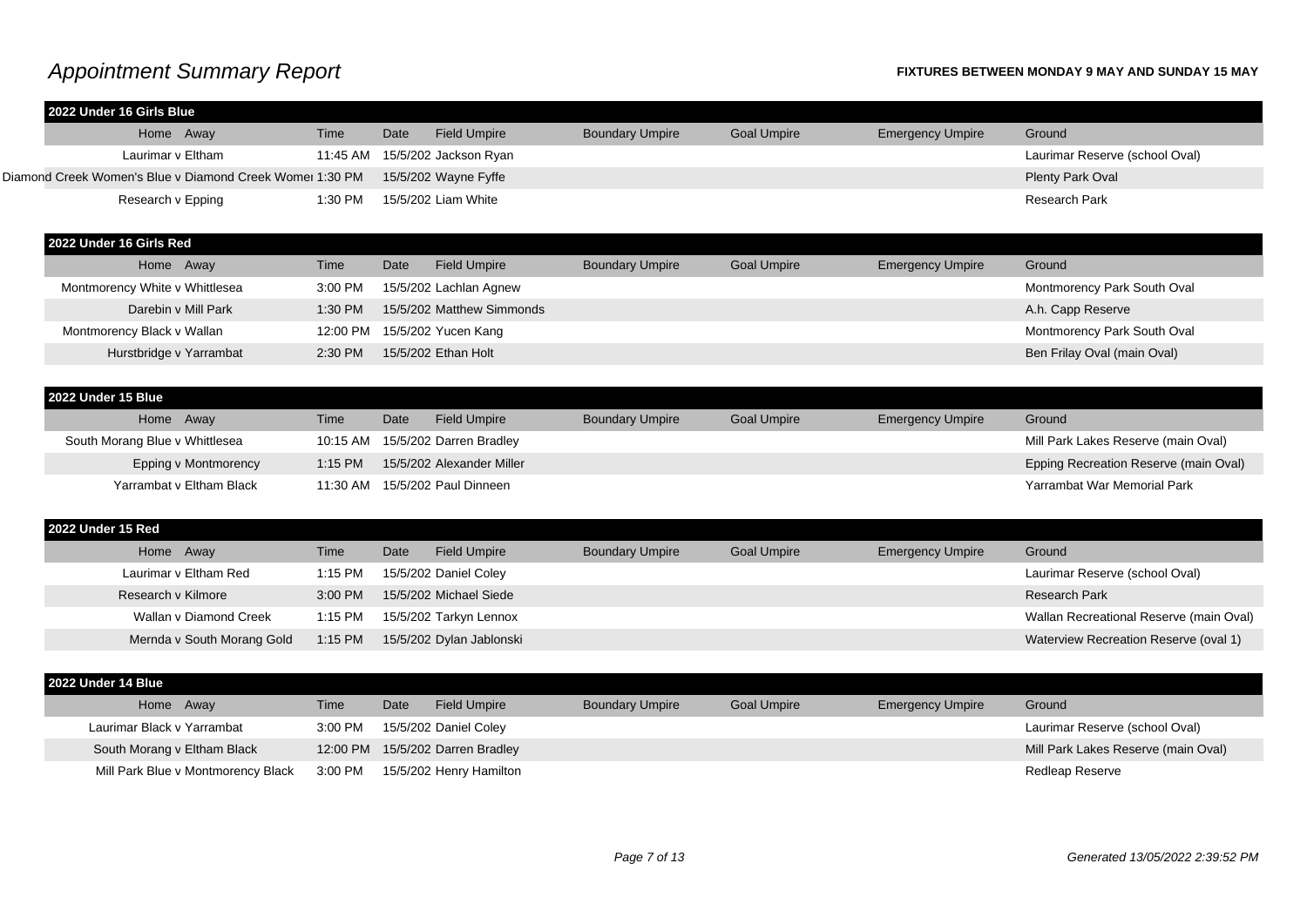# Appointment Summary Report

**FIXTURES BETWEEN MONDAY 9 MAY AND SUNDAY 15 MAY**

**2022 Under 16 Girls Blue**

| Home Away | Time | Date | Field Umpire | Boundary Umpire | Goal Umpire | Emergency Umpire | Ground |
|---|---|---|---|---|---|---|---|
| Laurimar v Eltham | 11:45 AM | 15/5/202 | Jackson Ryan | | | | Laurimar Reserve (school Oval) |
| Diamond Creek Women's Blue v Diamond Creek Womeı | 1:30 PM | 15/5/202 | Wayne Fyffe | | | | Plenty Park Oval |
| Research v Epping | 1:30 PM | 15/5/202 | Liam White | | | | Research Park |

**2022 Under 16 Girls Red**

| Home Away | Time | Date | Field Umpire | Boundary Umpire | Goal Umpire | Emergency Umpire | Ground |
|---|---|---|---|---|---|---|---|
| Montmorency White v Whittlesea | 3:00 PM | 15/5/202 | Lachlan Agnew | | | | Montmorency Park South Oval |
| Darebin v Mill Park | 1:30 PM | 15/5/202 | Matthew Simmonds | | | | A.h. Capp Reserve |
| Montmorency Black v Wallan | 12:00 PM | 15/5/202 | Yucen Kang | | | | Montmorency Park South Oval |
| Hurstbridge v Yarrambat | 2:30 PM | 15/5/202 | Ethan Holt | | | | Ben Frilay Oval (main Oval) |

**2022 Under 15 Blue**

| Home Away | Time | Date | Field Umpire | Boundary Umpire | Goal Umpire | Emergency Umpire | Ground |
|---|---|---|---|---|---|---|---|
| South Morang Blue v Whittlesea | 10:15 AM | 15/5/202 | Darren Bradley | | | | Mill Park Lakes Reserve (main Oval) |
| Epping v Montmorency | 1:15 PM | 15/5/202 | Alexander Miller | | | | Epping Recreation Reserve (main Oval) |
| Yarrambat v Eltham Black | 11:30 AM | 15/5/202 | Paul Dinneen | | | | Yarrambat War Memorial Park |

**2022 Under 15 Red**

| Home Away | Time | Date | Field Umpire | Boundary Umpire | Goal Umpire | Emergency Umpire | Ground |
|---|---|---|---|---|---|---|---|
| Laurimar v Eltham Red | 1:15 PM | 15/5/202 | Daniel Coley | | | | Laurimar Reserve (school Oval) |
| Research v Kilmore | 3:00 PM | 15/5/202 | Michael Siede | | | | Research Park |
| Wallan v Diamond Creek | 1:15 PM | 15/5/202 | Tarkyn Lennox | | | | Wallan Recreational Reserve (main Oval) |
| Mernda v South Morang Gold | 1:15 PM | 15/5/202 | Dylan Jablonski | | | | Waterview Recreation Reserve (oval 1) |

**2022 Under 14 Blue**

| Home Away | Time | Date | Field Umpire | Boundary Umpire | Goal Umpire | Emergency Umpire | Ground |
|---|---|---|---|---|---|---|---|
| Laurimar Black v Yarrambat | 3:00 PM | 15/5/202 | Daniel Coley | | | | Laurimar Reserve (school Oval) |
| South Morang v Eltham Black | 12:00 PM | 15/5/202 | Darren Bradley | | | | Mill Park Lakes Reserve (main Oval) |
| Mill Park Blue v Montmorency Black | 3:00 PM | 15/5/202 | Henry Hamilton | | | | Redleap Reserve |

*Generated 13/05/2022 2:39:52 PM*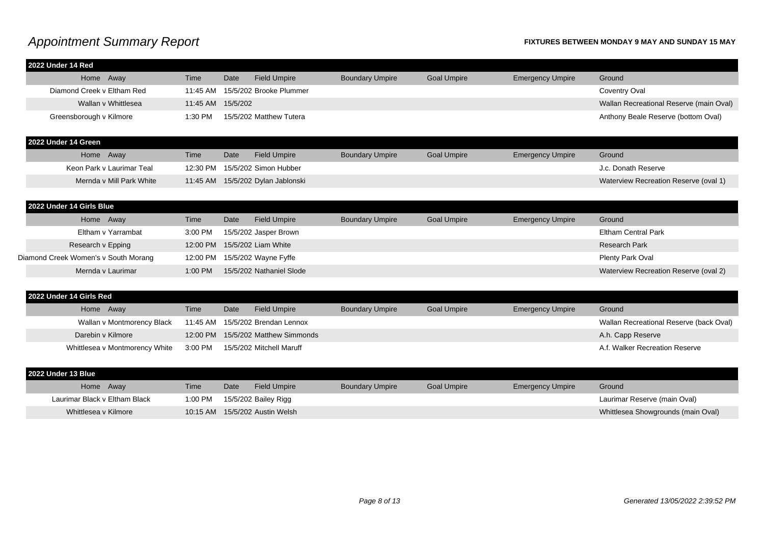# Appointment Summary Report

**FIXTURES BETWEEN MONDAY 9 MAY AND SUNDAY 15 MAY**

## 2022 Under 14 Red

| Home v Away | Time | Date | Field Umpire | Boundary Umpire | Goal Umpire | Emergency Umpire | Ground |
|---|---|---|---|---|---|---|---|
| Diamond Creek v Eltham Red | 11:45 AM | 15/5/202 | Brooke Plummer | | | | Coventry Oval |
| Wallan v Whittlesea | 11:45 AM | 15/5/202 | | | | | Wallan Recreational Reserve (main Oval) |
| Greensborough v Kilmore | 1:30 PM | 15/5/202 | Matthew Tutera | | | | Anthony Beale Reserve (bottom Oval) |

## 2022 Under 14 Green

| Home v Away | Time | Date | Field Umpire | Boundary Umpire | Goal Umpire | Emergency Umpire | Ground |
|---|---|---|---|---|---|---|---|
| Keon Park v Laurimar Teal | 12:30 PM | 15/5/202 | Simon Hubber | | | | J.c. Donath Reserve |
| Mernda v Mill Park White | 11:45 AM | 15/5/202 | Dylan Jablonski | | | | Waterview Recreation Reserve (oval 1) |

## 2022 Under 14 Girls Blue

| Home v Away | Time | Date | Field Umpire | Boundary Umpire | Goal Umpire | Emergency Umpire | Ground |
|---|---|---|---|---|---|---|---|
| Eltham v Yarrambat | 3:00 PM | 15/5/202 | Jasper Brown | | | | Eltham Central Park |
| Research v Epping | 12:00 PM | 15/5/202 | Liam White | | | | Research Park |
| Diamond Creek Women's v South Morang | 12:00 PM | 15/5/202 | Wayne Fyffe | | | | Plenty Park Oval |
| Mernda v Laurimar | 1:00 PM | 15/5/202 | Nathaniel Slode | | | | Waterview Recreation Reserve (oval 2) |

## 2022 Under 14 Girls Red

| Home v Away | Time | Date | Field Umpire | Boundary Umpire | Goal Umpire | Emergency Umpire | Ground |
|---|---|---|---|---|---|---|---|
| Wallan v Montmorency Black | 11:45 AM | 15/5/202 | Brendan Lennox | | | | Wallan Recreational Reserve (back Oval) |
| Darebin v Kilmore | 12:00 PM | 15/5/202 | Matthew Simmonds | | | | A.h. Capp Reserve |
| Whittlesea v Montmorency White | 3:00 PM | 15/5/202 | Mitchell Maruff | | | | A.f. Walker Recreation Reserve |

## 2022 Under 13 Blue

| Home v Away | Time | Date | Field Umpire | Boundary Umpire | Goal Umpire | Emergency Umpire | Ground |
|---|---|---|---|---|---|---|---|
| Laurimar Black v Eltham Black | 1:00 PM | 15/5/202 | Bailey Rigg | | | | Laurimar Reserve (main Oval) |
| Whittlesea v Kilmore | 10:15 AM | 15/5/202 | Austin Welsh | | | | Whittlesea Showgrounds (main Oval) |

*Generated 13/05/2022 2:39:52 PM*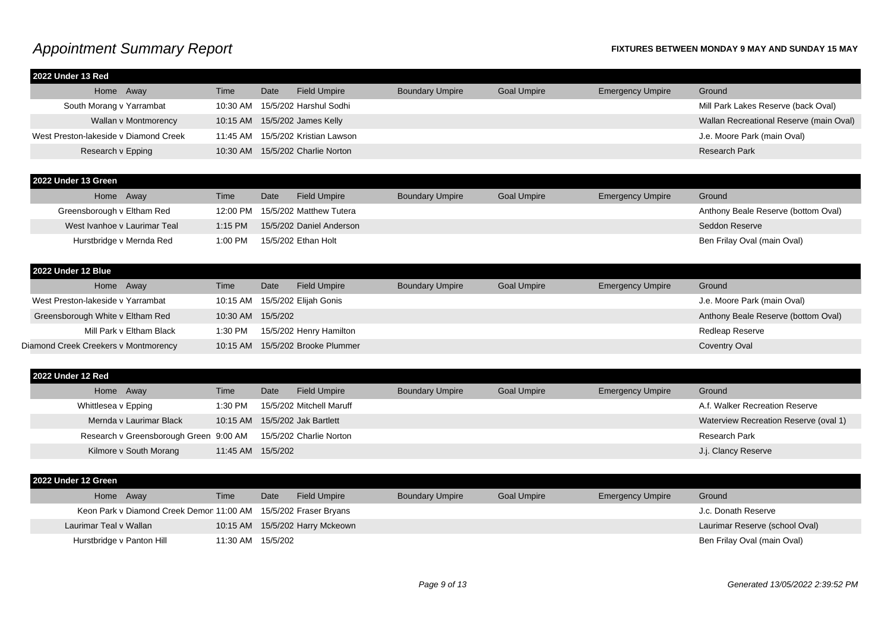# Appointment Summary Report

**FIXTURES BETWEEN MONDAY 9 MAY AND SUNDAY 15 MAY**

**2022 Under 13 Red**

| Home v Away | Time | Date | Field Umpire | Boundary Umpire | Goal Umpire | Emergency Umpire | Ground |
|---|---|---|---|---|---|---|---|
| South Morang v Yarrambat | 10:30 AM | 15/5/202 | Harshul Sodhi | | | | Mill Park Lakes Reserve (back Oval) |
| Wallan v Montmorency | 10:15 AM | 15/5/202 | James Kelly | | | | Wallan Recreational Reserve (main Oval) |
| West Preston-lakeside v Diamond Creek | 11:45 AM | 15/5/202 | Kristian Lawson | | | | J.e. Moore Park (main Oval) |
| Research v Epping | 10:30 AM | 15/5/202 | Charlie Norton | | | | Research Park |

**2022 Under 13 Green**

| Home v Away | Time | Date | Field Umpire | Boundary Umpire | Goal Umpire | Emergency Umpire | Ground |
|---|---|---|---|---|---|---|---|
| Greensborough v Eltham Red | 12:00 PM | 15/5/202 | Matthew Tutera | | | | Anthony Beale Reserve (bottom Oval) |
| West Ivanhoe v Laurimar Teal | 1:15 PM | 15/5/202 | Daniel Anderson | | | | Seddon Reserve |
| Hurstbridge v Mernda Red | 1:00 PM | 15/5/202 | Ethan Holt | | | | Ben Frilay Oval (main Oval) |

**2022 Under 12 Blue**

| Home v Away | Time | Date | Field Umpire | Boundary Umpire | Goal Umpire | Emergency Umpire | Ground |
|---|---|---|---|---|---|---|---|
| West Preston-lakeside v Yarrambat | 10:15 AM | 15/5/202 | Elijah Gonis | | | | J.e. Moore Park (main Oval) |
| Greensborough White v Eltham Red | 10:30 AM | 15/5/202 | | | | | Anthony Beale Reserve (bottom Oval) |
| Mill Park v Eltham Black | 1:30 PM | 15/5/202 | Henry Hamilton | | | | Redleap Reserve |
| Diamond Creek Creekers v Montmorency | 10:15 AM | 15/5/202 | Brooke Plummer | | | | Coventry Oval |

**2022 Under 12 Red**

| Home v Away | Time | Date | Field Umpire | Boundary Umpire | Goal Umpire | Emergency Umpire | Ground |
|---|---|---|---|---|---|---|---|
| Whittlesea v Epping | 1:30 PM | 15/5/202 | Mitchell Maruff | | | | A.f. Walker Recreation Reserve |
| Mernda v Laurimar Black | 10:15 AM | 15/5/202 | Jak Bartlett | | | | Waterview Recreation Reserve (oval 1) |
| Research v Greensborough Green | 9:00 AM | 15/5/202 | Charlie Norton | | | | Research Park |
| Kilmore v South Morang | 11:45 AM | 15/5/202 | | | | | J.j. Clancy Reserve |

**2022 Under 12 Green**

| Home v Away | Time | Date | Field Umpire | Boundary Umpire | Goal Umpire | Emergency Umpire | Ground |
|---|---|---|---|---|---|---|---|
| Keon Park v Diamond Creek Demon | 11:00 AM | 15/5/202 | Fraser Bryans | | | | J.c. Donath Reserve |
| Laurimar Teal v Wallan | 10:15 AM | 15/5/202 | Harry Mckeown | | | | Laurimar Reserve (school Oval) |
| Hurstbridge v Panton Hill | 11:30 AM | 15/5/202 | | | | | Ben Frilay Oval (main Oval) |

*Generated 13/05/2022 2:39:52 PM*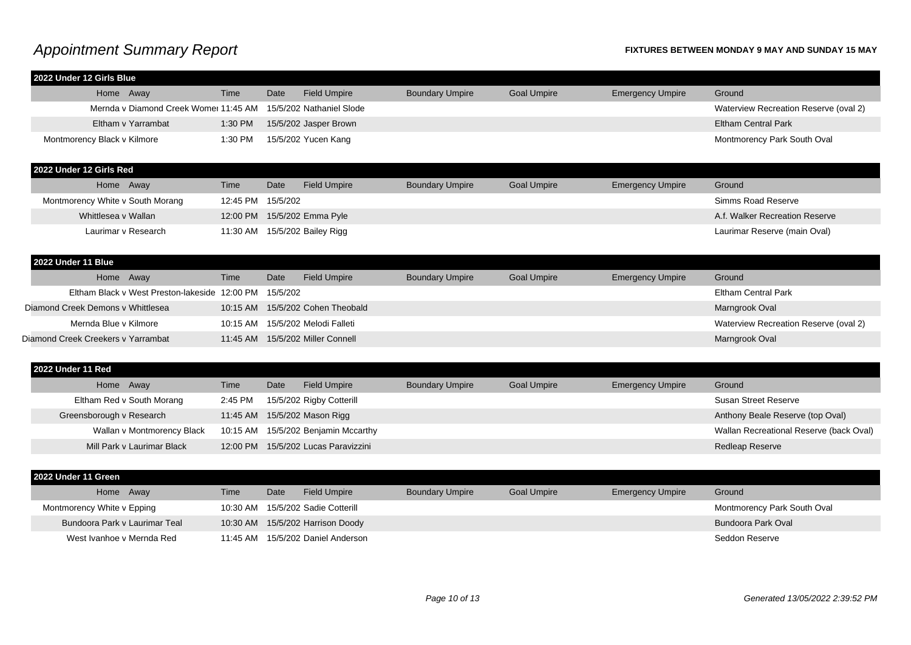# Appointment Summary Report

**FIXTURES BETWEEN MONDAY 9 MAY AND SUNDAY 15 MAY**

## 2022 Under 12 Girls Blue

| Home v Away | Time | Date | Field Umpire | Boundary Umpire | Goal Umpire | Emergency Umpire | Ground |
|---|---|---|---|---|---|---|---|
| Mernda v Diamond Creek Womei | 11:45 AM | 15/5/202 | Nathaniel Slode | | | | Waterview Recreation Reserve (oval 2) |
| Eltham v Yarrambat | 1:30 PM | 15/5/202 | Jasper Brown | | | | Eltham Central Park |
| Montmorency Black v Kilmore | 1:30 PM | 15/5/202 | Yucen Kang | | | | Montmorency Park South Oval |

## 2022 Under 12 Girls Red

| Home v Away | Time | Date | Field Umpire | Boundary Umpire | Goal Umpire | Emergency Umpire | Ground |
|---|---|---|---|---|---|---|---|
| Montmorency White v South Morang | 12:45 PM | 15/5/202 | | | | | Simms Road Reserve |
| Whittlesea v Wallan | 12:00 PM | 15/5/202 | Emma Pyle | | | | A.f. Walker Recreation Reserve |
| Laurimar v Research | 11:30 AM | 15/5/202 | Bailey Rigg | | | | Laurimar Reserve (main Oval) |

## 2022 Under 11 Blue

| Home v Away | Time | Date | Field Umpire | Boundary Umpire | Goal Umpire | Emergency Umpire | Ground |
|---|---|---|---|---|---|---|---|
| Eltham Black v West Preston-lakeside | 12:00 PM | 15/5/202 | | | | | Eltham Central Park |
| Diamond Creek Demons v Whittlesea | 10:15 AM | 15/5/202 | Cohen Theobald | | | | Marngrook Oval |
| Mernda Blue v Kilmore | 10:15 AM | 15/5/202 | Melodi Falleti | | | | Waterview Recreation Reserve (oval 2) |
| Diamond Creek Creekers v Yarrambat | 11:45 AM | 15/5/202 | Miller Connell | | | | Marngrook Oval |

## 2022 Under 11 Red

| Home v Away | Time | Date | Field Umpire | Boundary Umpire | Goal Umpire | Emergency Umpire | Ground |
|---|---|---|---|---|---|---|---|
| Eltham Red v South Morang | 2:45 PM | 15/5/202 | Rigby Cotterill | | | | Susan Street Reserve |
| Greensborough v Research | 11:45 AM | 15/5/202 | Mason Rigg | | | | Anthony Beale Reserve (top Oval) |
| Wallan v Montmorency Black | 10:15 AM | 15/5/202 | Benjamin Mccarthy | | | | Wallan Recreational Reserve (back Oval) |
| Mill Park v Laurimar Black | 12:00 PM | 15/5/202 | Lucas Paravizzini | | | | Redleap Reserve |

## 2022 Under 11 Green

| Home v Away | Time | Date | Field Umpire | Boundary Umpire | Goal Umpire | Emergency Umpire | Ground |
|---|---|---|---|---|---|---|---|
| Montmorency White v Epping | 10:30 AM | 15/5/202 | Sadie Cotterill | | | | Montmorency Park South Oval |
| Bundoora Park v Laurimar Teal | 10:30 AM | 15/5/202 | Harrison Doody | | | | Bundoora Park Oval |
| West Ivanhoe v Mernda Red | 11:45 AM | 15/5/202 | Daniel Anderson | | | | Seddon Reserve |

*Generated 13/05/2022 2:39:52 PM*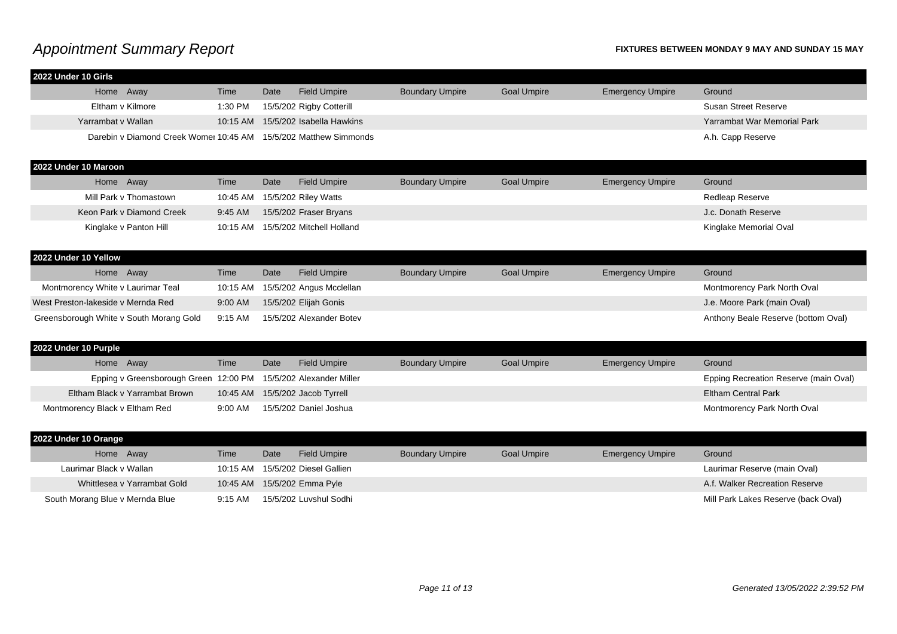# *Appointment Summary Report*

**FIXTURES BETWEEN MONDAY 9 MAY AND SUNDAY 15 MAY**

**2022 Under 10 Girls**

| Home Away | Time | Date | Field Umpire | Boundary Umpire | Goal Umpire | Emergency Umpire | Ground |
|---|---|---|---|---|---|---|---|
| Eltham v Kilmore | 1:30 PM | 15/5/202 | Rigby Cotterill | | | | Susan Street Reserve |
| Yarrambat v Wallan | 10:15 AM | 15/5/202 | Isabella Hawkins | | | | Yarrambat War Memorial Park |
| Darebin v Diamond Creek Womer | 10:45 AM | 15/5/202 | Matthew Simmonds | | | | A.h. Capp Reserve |

**2022 Under 10 Maroon**

| Home Away | Time | Date | Field Umpire | Boundary Umpire | Goal Umpire | Emergency Umpire | Ground |
|---|---|---|---|---|---|---|---|
| Mill Park v Thomastown | 10:45 AM | 15/5/202 | Riley Watts | | | | Redleap Reserve |
| Keon Park v Diamond Creek | 9:45 AM | 15/5/202 | Fraser Bryans | | | | J.c. Donath Reserve |
| Kinglake v Panton Hill | 10:15 AM | 15/5/202 | Mitchell Holland | | | | Kinglake Memorial Oval |

**2022 Under 10 Yellow**

| Home Away | Time | Date | Field Umpire | Boundary Umpire | Goal Umpire | Emergency Umpire | Ground |
|---|---|---|---|---|---|---|---|
| Montmorency White v Laurimar Teal | 10:15 AM | 15/5/202 | Angus Mcclellan | | | | Montmorency Park North Oval |
| West Preston-lakeside v Mernda Red | 9:00 AM | 15/5/202 | Elijah Gonis | | | | J.e. Moore Park (main Oval) |
| Greensborough White v South Morang Gold | 9:15 AM | 15/5/202 | Alexander Botev | | | | Anthony Beale Reserve (bottom Oval) |

**2022 Under 10 Purple**

| Home Away | Time | Date | Field Umpire | Boundary Umpire | Goal Umpire | Emergency Umpire | Ground |
|---|---|---|---|---|---|---|---|
| Epping v Greensborough Green | 12:00 PM | 15/5/202 | Alexander Miller | | | | Epping Recreation Reserve (main Oval) |
| Eltham Black v Yarrambat Brown | 10:45 AM | 15/5/202 | Jacob Tyrrell | | | | Eltham Central Park |
| Montmorency Black v Eltham Red | 9:00 AM | 15/5/202 | Daniel Joshua | | | | Montmorency Park North Oval |

**2022 Under 10 Orange**

| Home Away | Time | Date | Field Umpire | Boundary Umpire | Goal Umpire | Emergency Umpire | Ground |
|---|---|---|---|---|---|---|---|
| Laurimar Black v Wallan | 10:15 AM | 15/5/202 | Diesel Gallien | | | | Laurimar Reserve (main Oval) |
| Whittlesea v Yarrambat Gold | 10:45 AM | 15/5/202 | Emma Pyle | | | | A.f. Walker Recreation Reserve |
| South Morang Blue v Mernda Blue | 9:15 AM | 15/5/202 | Luvshul Sodhi | | | | Mill Park Lakes Reserve (back Oval) |

*Generated 13/05/2022 2:39:52 PM*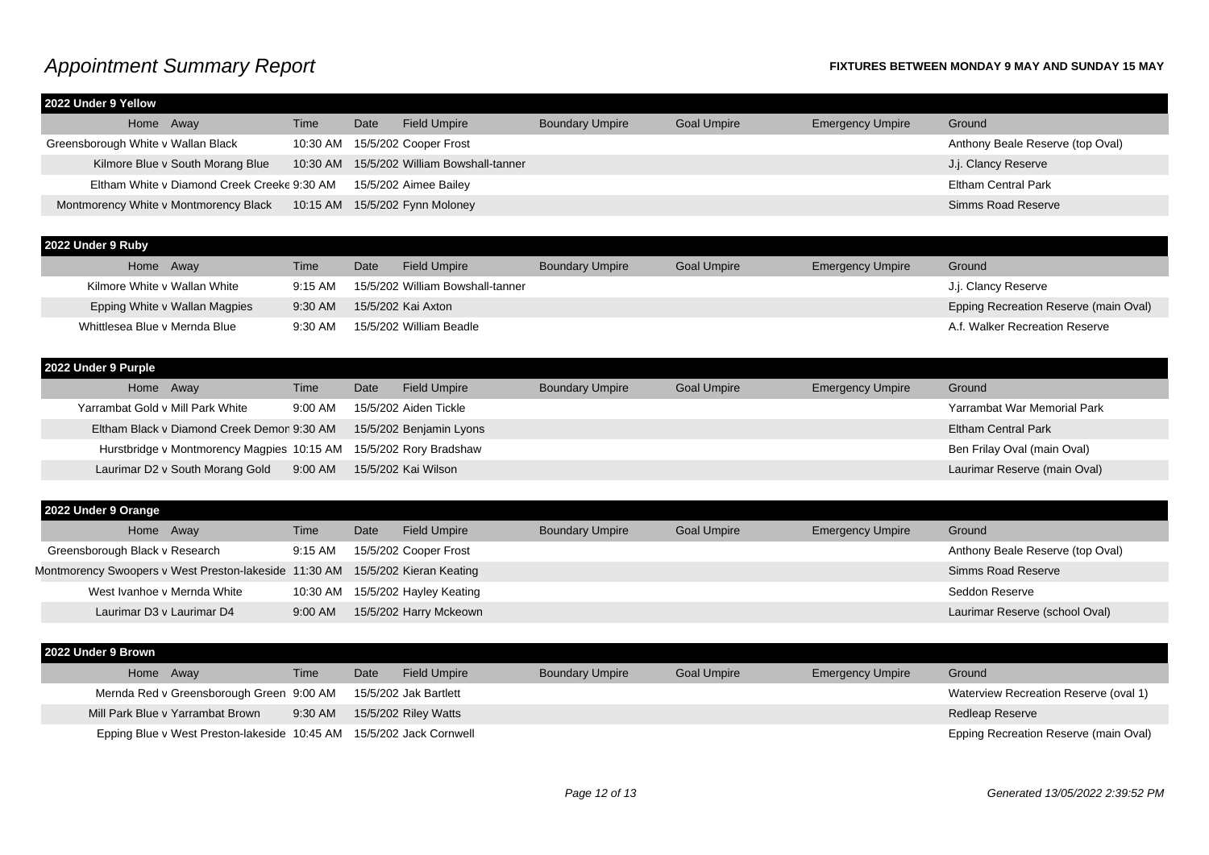# *Appointment Summary Report*

**FIXTURES BETWEEN MONDAY 9 MAY AND SUNDAY 15 MAY**

**2022 Under 9 Yellow**

| Home Away | Time | Date | Field Umpire | Boundary Umpire | Goal Umpire | Emergency Umpire | Ground |
|---|---|---|---|---|---|---|---|
| Greensborough White v Wallan Black | 10:30 AM | 15/5/202 | Cooper Frost | | | | Anthony Beale Reserve (top Oval) |
| Kilmore Blue v South Morang Blue | 10:30 AM | 15/5/202 | William Bowshall-tanner | | | | J.j. Clancy Reserve |
| Eltham White v Diamond Creek Creeke | 9:30 AM | 15/5/202 | Aimee Bailey | | | | Eltham Central Park |
| Montmorency White v Montmorency Black | 10:15 AM | 15/5/202 | Fynn Moloney | | | | Simms Road Reserve |

**2022 Under 9 Ruby**

| Home Away | Time | Date | Field Umpire | Boundary Umpire | Goal Umpire | Emergency Umpire | Ground |
|---|---|---|---|---|---|---|---|
| Kilmore White v Wallan White | 9:15 AM | 15/5/202 | William Bowshall-tanner | | | | J.j. Clancy Reserve |
| Epping White v Wallan Magpies | 9:30 AM | 15/5/202 | Kai Axton | | | | Epping Recreation Reserve (main Oval) |
| Whittlesea Blue v Mernda Blue | 9:30 AM | 15/5/202 | William Beadle | | | | A.f. Walker Recreation Reserve |

**2022 Under 9 Purple**

| Home Away | Time | Date | Field Umpire | Boundary Umpire | Goal Umpire | Emergency Umpire | Ground |
|---|---|---|---|---|---|---|---|
| Yarrambat Gold v Mill Park White | 9:00 AM | 15/5/202 | Aiden Tickle | | | | Yarrambat War Memorial Park |
| Eltham Black v Diamond Creek Demon | 9:30 AM | 15/5/202 | Benjamin Lyons | | | | Eltham Central Park |
| Hurstbridge v Montmorency Magpies | 10:15 AM | 15/5/202 | Rory Bradshaw | | | | Ben Frilay Oval (main Oval) |
| Laurimar D2 v South Morang Gold | 9:00 AM | 15/5/202 | Kai Wilson | | | | Laurimar Reserve (main Oval) |

**2022 Under 9 Orange**

| Home Away | Time | Date | Field Umpire | Boundary Umpire | Goal Umpire | Emergency Umpire | Ground |
|---|---|---|---|---|---|---|---|
| Greensborough Black v Research | 9:15 AM | 15/5/202 | Cooper Frost | | | | Anthony Beale Reserve (top Oval) |
| Montmorency Swoopers v West Preston-lakeside | 11:30 AM | 15/5/202 | Kieran Keating | | | | Simms Road Reserve |
| West Ivanhoe v Mernda White | 10:30 AM | 15/5/202 | Hayley Keating | | | | Seddon Reserve |
| Laurimar D3 v Laurimar D4 | 9:00 AM | 15/5/202 | Harry Mckeown | | | | Laurimar Reserve (school Oval) |

**2022 Under 9 Brown**

| Home Away | Time | Date | Field Umpire | Boundary Umpire | Goal Umpire | Emergency Umpire | Ground |
|---|---|---|---|---|---|---|---|
| Mernda Red v Greensborough Green | 9:00 AM | 15/5/202 | Jak Bartlett | | | | Waterview Recreation Reserve (oval 1) |
| Mill Park Blue v Yarrambat Brown | 9:30 AM | 15/5/202 | Riley Watts | | | | Redleap Reserve |
| Epping Blue v West Preston-lakeside | 10:45 AM | 15/5/202 | Jack Cornwell | | | | Epping Recreation Reserve (main Oval) |

*Generated 13/05/2022 2:39:52 PM*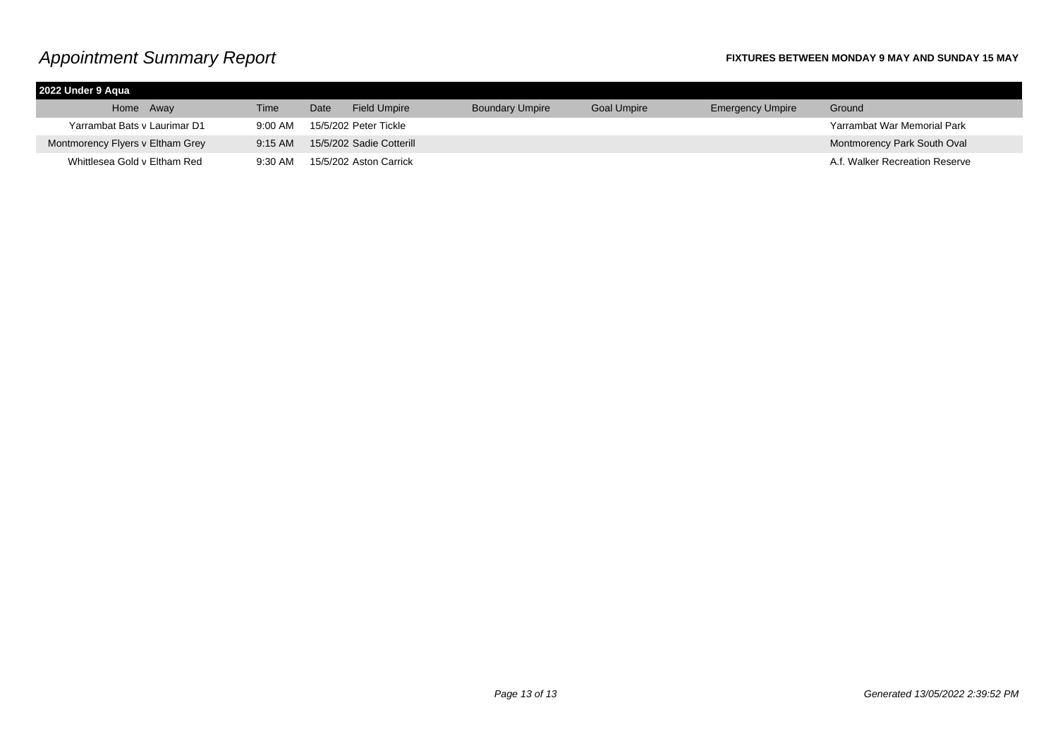# *Appointment Summary Report*

**FIXTURES BETWEEN MONDAY 9 MAY AND SUNDAY 15 MAY**

**2022 Under 9 Aqua**

| Home Away | Time | Date | Field Umpire | Boundary Umpire | Goal Umpire | Emergency Umpire | Ground |
|---|---|---|---|---|---|---|---|
| Yarrambat Bats v Laurimar D1 | 9:00 AM | 15/5/202 | Peter Tickle | | | | Yarrambat War Memorial Park |
| Montmorency Flyers v Eltham Grey | 9:15 AM | 15/5/202 | Sadie Cotterill | | | | Montmorency Park South Oval |
| Whittlesea Gold v Eltham Red | 9:30 AM | 15/5/202 | Aston Carrick | | | | A.f. Walker Recreation Reserve |

*Generated 13/05/2022 2:39:52 PM*